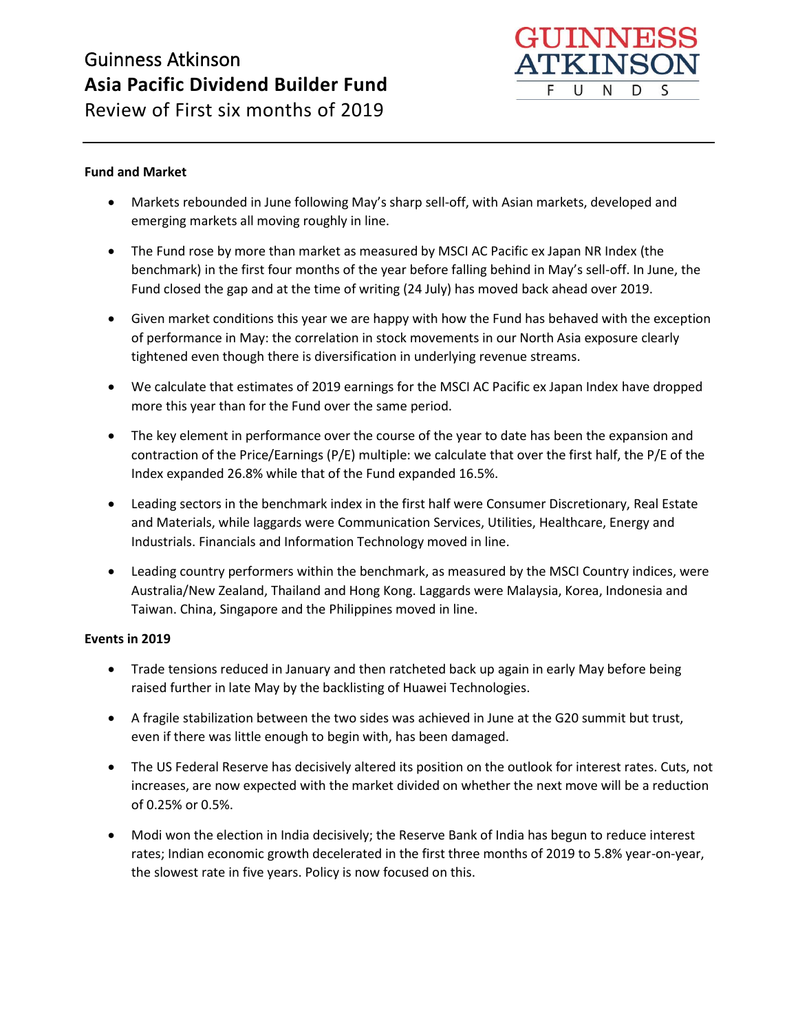# Guinness Atkinson
# Asia Pacific Dividend Builder Fund
## Review of First six months of 2019

**Fund and Market**

- Markets rebounded in June following May's sharp sell-off, with Asian markets, developed and emerging markets all moving roughly in line.
- The Fund rose by more than market as measured by MSCI AC Pacific ex Japan NR Index (the benchmark) in the first four months of the year before falling behind in May's sell-off. In June, the Fund closed the gap and at the time of writing (24 July) has moved back ahead over 2019.
- Given market conditions this year we are happy with how the Fund has behaved with the exception of performance in May: the correlation in stock movements in our North Asia exposure clearly tightened even though there is diversification in underlying revenue streams.
- We calculate that estimates of 2019 earnings for the MSCI AC Pacific ex Japan Index have dropped more this year than for the Fund over the same period.
- The key element in performance over the course of the year to date has been the expansion and contraction of the Price/Earnings (P/E) multiple: we calculate that over the first half, the P/E of the Index expanded 26.8% while that of the Fund expanded 16.5%.
- Leading sectors in the benchmark index in the first half were Consumer Discretionary, Real Estate and Materials, while laggards were Communication Services, Utilities, Healthcare, Energy and Industrials. Financials and Information Technology moved in line.
- Leading country performers within the benchmark, as measured by the MSCI Country indices, were Australia/New Zealand, Thailand and Hong Kong. Laggards were Malaysia, Korea, Indonesia and Taiwan. China, Singapore and the Philippines moved in line.

**Events in 2019**

- Trade tensions reduced in January and then ratcheted back up again in early May before being raised further in late May by the backlisting of Huawei Technologies.
- A fragile stabilization between the two sides was achieved in June at the G20 summit but trust, even if there was little enough to begin with, has been damaged.
- The US Federal Reserve has decisively altered its position on the outlook for interest rates. Cuts, not increases, are now expected with the market divided on whether the next move will be a reduction of 0.25% or 0.5%.
- Modi won the election in India decisively; the Reserve Bank of India has begun to reduce interest rates; Indian economic growth decelerated in the first three months of 2019 to 5.8% year-on-year, the slowest rate in five years. Policy is now focused on this.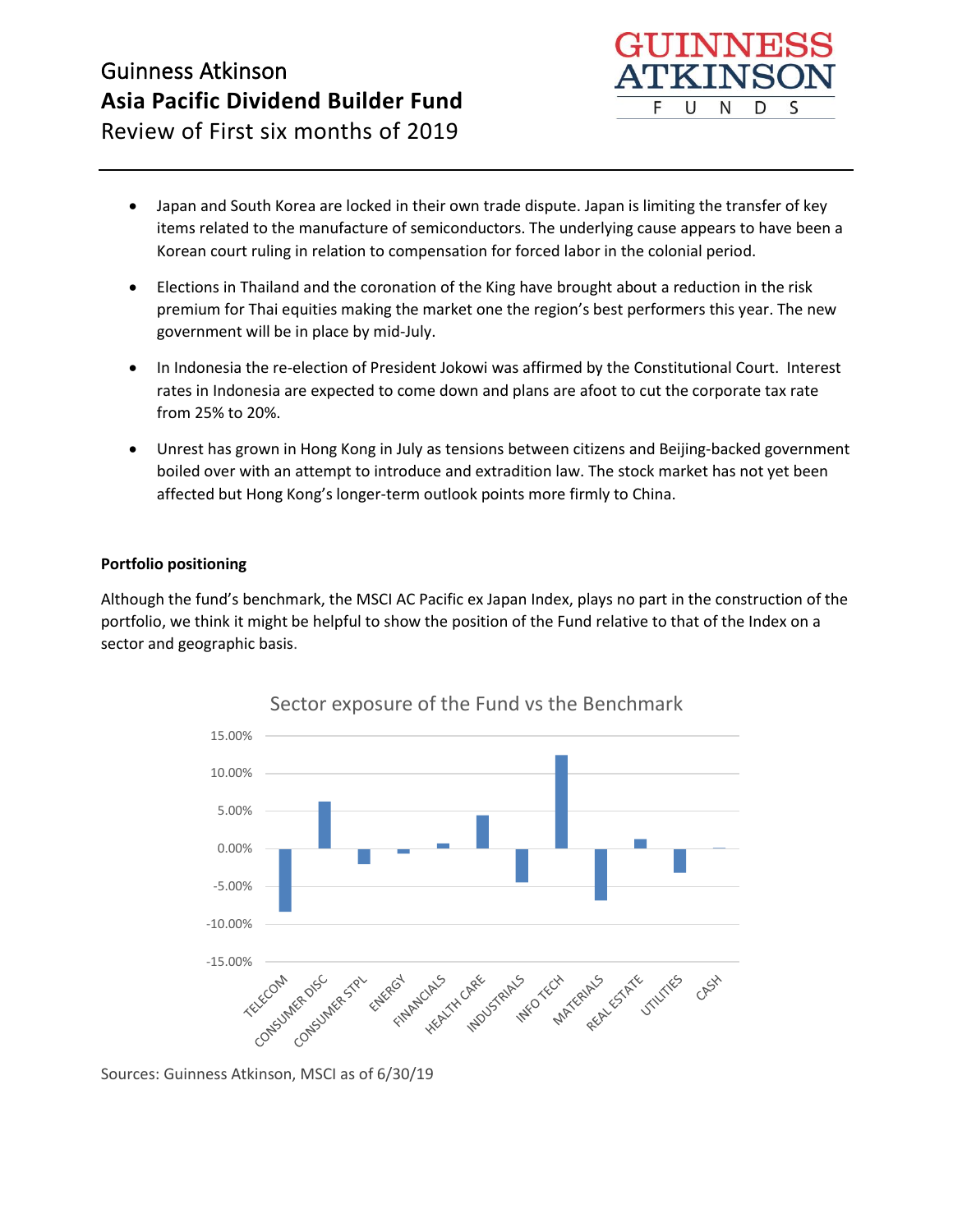- Japan and South Korea are locked in their own trade dispute. Japan is limiting the transfer of key items related to the manufacture of semiconductors. The underlying cause appears to have been a Korean court ruling in relation to compensation for forced labor in the colonial period.

- Elections in Thailand and the coronation of the King have brought about a reduction in the risk premium for Thai equities making the market one the region's best performers this year. The new government will be in place by mid-July.

- In Indonesia the re-election of President Jokowi was affirmed by the Constitutional Court. Interest rates in Indonesia are expected to come down and plans are afoot to cut the corporate tax rate from 25% to 20%.

- Unrest has grown in Hong Kong in July as tensions between citizens and Beijing-backed government boiled over with an attempt to introduce and extradition law. The stock market has not yet been affected but Hong Kong's longer-term outlook points more firmly to China.

**Portfolio positioning**

Although the fund's benchmark, the MSCI AC Pacific ex Japan Index, plays no part in the construction of the portfolio, we think it might be helpful to show the position of the Fund relative to that of the Index on a sector and geographic basis.

Sector exposure of the Fund vs the Benchmark

Sources: Guinness Atkinson, MSCI as of 6/30/19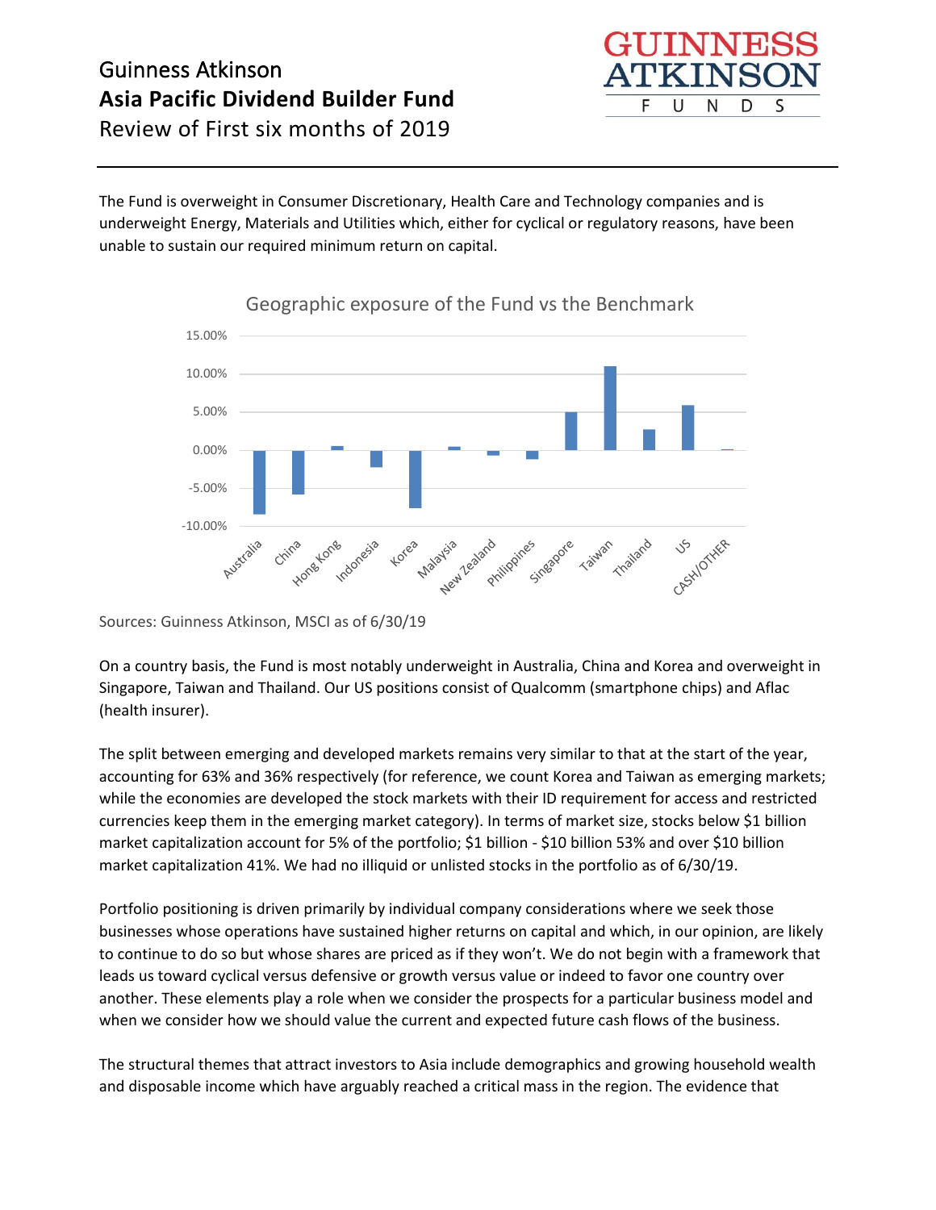# Guinness Atkinson
## Asia Pacific Dividend Builder Fund
Review of First six months of 2019

The Fund is overweight in Consumer Discretionary, Health Care and Technology companies and is underweight Energy, Materials and Utilities which, either for cyclical or regulatory reasons, have been unable to sustain our required minimum return on capital.

**Geographic exposure of the Fund vs the Benchmark**

| Country | Exposure (approx.) |
|---|---|
| Australia | -8.4% |
| China | -5.8% |
| Hong Kong | 0.5% |
| Indonesia | -2.2% |
| Korea | -7.6% |
| Malaysia | 0.4% |
| New Zealand | -0.6% |
| Philippines | -1.2% |
| Singapore | 5.0% |
| Taiwan | 11.0% |
| Thailand | 2.7% |
| US | 5.9% |
| CASH/OTHER | 0.1% |

Sources: Guinness Atkinson, MSCI as of 6/30/19

On a country basis, the Fund is most notably underweight in Australia, China and Korea and overweight in Singapore, Taiwan and Thailand. Our US positions consist of Qualcomm (smartphone chips) and Aflac (health insurer).

The split between emerging and developed markets remains very similar to that at the start of the year, accounting for 63% and 36% respectively (for reference, we count Korea and Taiwan as emerging markets; while the economies are developed the stock markets with their ID requirement for access and restricted currencies keep them in the emerging market category). In terms of market size, stocks below $1 billion market capitalization account for 5% of the portfolio; $1 billion - $10 billion 53% and over $10 billion market capitalization 41%. We had no illiquid or unlisted stocks in the portfolio as of 6/30/19.

Portfolio positioning is driven primarily by individual company considerations where we seek those businesses whose operations have sustained higher returns on capital and which, in our opinion, are likely to continue to do so but whose shares are priced as if they won't. We do not begin with a framework that leads us toward cyclical versus defensive or growth versus value or indeed to favor one country over another. These elements play a role when we consider the prospects for a particular business model and when we consider how we should value the current and expected future cash flows of the business.

The structural themes that attract investors to Asia include demographics and growing household wealth and disposable income which have arguably reached a critical mass in the region. The evidence that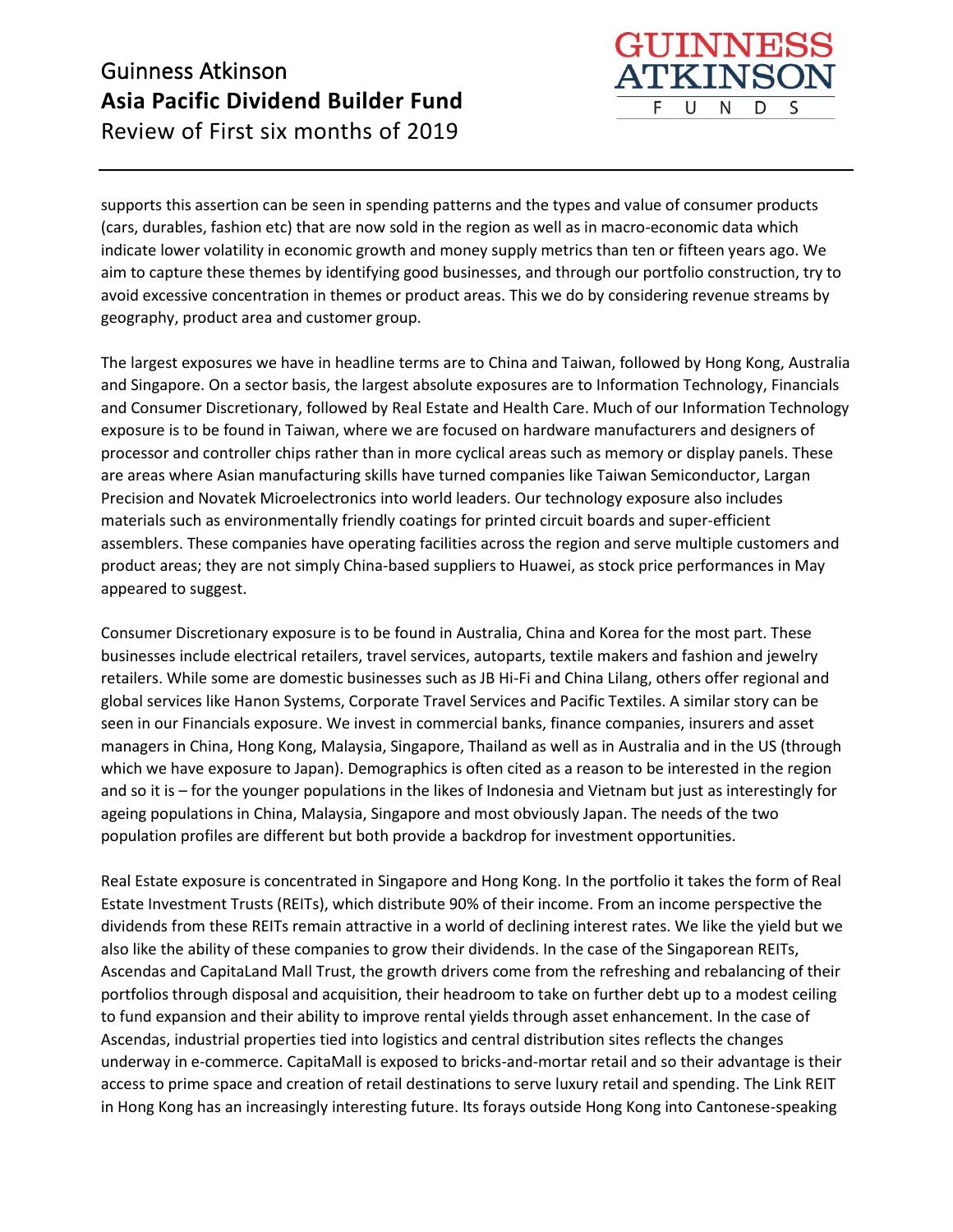supports this assertion can be seen in spending patterns and the types and value of consumer products (cars, durables, fashion etc) that are now sold in the region as well as in macro-economic data which indicate lower volatility in economic growth and money supply metrics than ten or fifteen years ago. We aim to capture these themes by identifying good businesses, and through our portfolio construction, try to avoid excessive concentration in themes or product areas. This we do by considering revenue streams by geography, product area and customer group.

The largest exposures we have in headline terms are to China and Taiwan, followed by Hong Kong, Australia and Singapore. On a sector basis, the largest absolute exposures are to Information Technology, Financials and Consumer Discretionary, followed by Real Estate and Health Care. Much of our Information Technology exposure is to be found in Taiwan, where we are focused on hardware manufacturers and designers of processor and controller chips rather than in more cyclical areas such as memory or display panels. These are areas where Asian manufacturing skills have turned companies like Taiwan Semiconductor, Largan Precision and Novatek Microelectronics into world leaders. Our technology exposure also includes materials such as environmentally friendly coatings for printed circuit boards and super-efficient assemblers. These companies have operating facilities across the region and serve multiple customers and product areas; they are not simply China-based suppliers to Huawei, as stock price performances in May appeared to suggest.

Consumer Discretionary exposure is to be found in Australia, China and Korea for the most part. These businesses include electrical retailers, travel services, autoparts, textile makers and fashion and jewelry retailers. While some are domestic businesses such as JB Hi-Fi and China Lilang, others offer regional and global services like Hanon Systems, Corporate Travel Services and Pacific Textiles. A similar story can be seen in our Financials exposure. We invest in commercial banks, finance companies, insurers and asset managers in China, Hong Kong, Malaysia, Singapore, Thailand as well as in Australia and in the US (through which we have exposure to Japan). Demographics is often cited as a reason to be interested in the region and so it is – for the younger populations in the likes of Indonesia and Vietnam but just as interestingly for ageing populations in China, Malaysia, Singapore and most obviously Japan. The needs of the two population profiles are different but both provide a backdrop for investment opportunities.

Real Estate exposure is concentrated in Singapore and Hong Kong. In the portfolio it takes the form of Real Estate Investment Trusts (REITs), which distribute 90% of their income. From an income perspective the dividends from these REITs remain attractive in a world of declining interest rates. We like the yield but we also like the ability of these companies to grow their dividends. In the case of the Singaporean REITs, Ascendas and CapitaLand Mall Trust, the growth drivers come from the refreshing and rebalancing of their portfolios through disposal and acquisition, their headroom to take on further debt up to a modest ceiling to fund expansion and their ability to improve rental yields through asset enhancement. In the case of Ascendas, industrial properties tied into logistics and central distribution sites reflects the changes underway in e-commerce. CapitaMall is exposed to bricks-and-mortar retail and so their advantage is their access to prime space and creation of retail destinations to serve luxury retail and spending. The Link REIT in Hong Kong has an increasingly interesting future. Its forays outside Hong Kong into Cantonese-speaking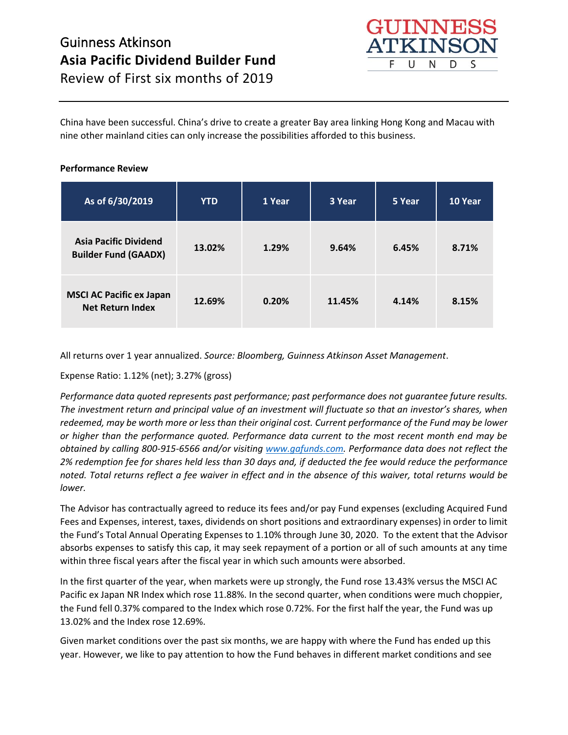China have been successful. China's drive to create a greater Bay area linking Hong Kong and Macau with nine other mainland cities can only increase the possibilities afforded to this business.

**Performance Review**

| As of 6/30/2019 | YTD | 1 Year | 3 Year | 5 Year | 10 Year |
|---|---|---|---|---|---|
| **Asia Pacific Dividend Builder Fund (GAADX)** | **13.02%** | **1.29%** | **9.64%** | **6.45%** | **8.71%** |
| **MSCI AC Pacific ex Japan Net Return Index** | **12.69%** | **0.20%** | **11.45%** | **4.14%** | **8.15%** |

All returns over 1 year annualized. *Source: Bloomberg, Guinness Atkinson Asset Management*.

Expense Ratio: 1.12% (net); 3.27% (gross)

*Performance data quoted represents past performance; past performance does not guarantee future results. The investment return and principal value of an investment will fluctuate so that an investor's shares, when redeemed, may be worth more or less than their original cost. Current performance of the Fund may be lower or higher than the performance quoted. Performance data current to the most recent month end may be obtained by calling 800-915-6566 and/or visiting [www.gafunds.com](www.gafunds.com). Performance data does not reflect the 2% redemption fee for shares held less than 30 days and, if deducted the fee would reduce the performance noted. Total returns reflect a fee waiver in effect and in the absence of this waiver, total returns would be lower.*

The Advisor has contractually agreed to reduce its fees and/or pay Fund expenses (excluding Acquired Fund Fees and Expenses, interest, taxes, dividends on short positions and extraordinary expenses) in order to limit the Fund's Total Annual Operating Expenses to 1.10% through June 30, 2020. To the extent that the Advisor absorbs expenses to satisfy this cap, it may seek repayment of a portion or all of such amounts at any time within three fiscal years after the fiscal year in which such amounts were absorbed.

In the first quarter of the year, when markets were up strongly, the Fund rose 13.43% versus the MSCI AC Pacific ex Japan NR Index which rose 11.88%. In the second quarter, when conditions were much choppier, the Fund fell 0.37% compared to the Index which rose 0.72%. For the first half the year, the Fund was up 13.02% and the Index rose 12.69%.

Given market conditions over the past six months, we are happy with where the Fund has ended up this year. However, we like to pay attention to how the Fund behaves in different market conditions and see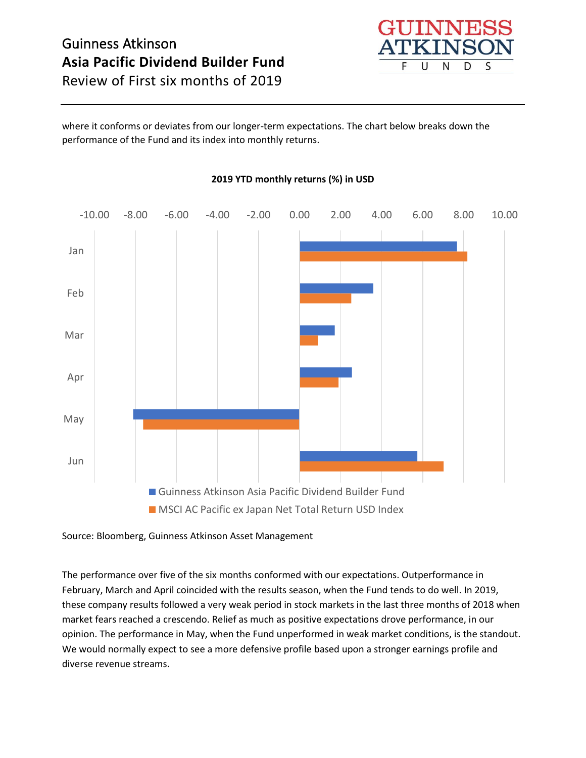where it conforms or deviates from our longer-term expectations. The chart below breaks down the performance of the Fund and its index into monthly returns.

**2019 YTD monthly returns (%) in USD**

Source: Bloomberg, Guinness Atkinson Asset Management

The performance over five of the six months conformed with our expectations. Outperformance in February, March and April coincided with the results season, when the Fund tends to do well. In 2019, these company results followed a very weak period in stock markets in the last three months of 2018 when market fears reached a crescendo. Relief as much as positive expectations drove performance, in our opinion. The performance in May, when the Fund unperformed in weak market conditions, is the standout. We would normally expect to see a more defensive profile based upon a stronger earnings profile and diverse revenue streams.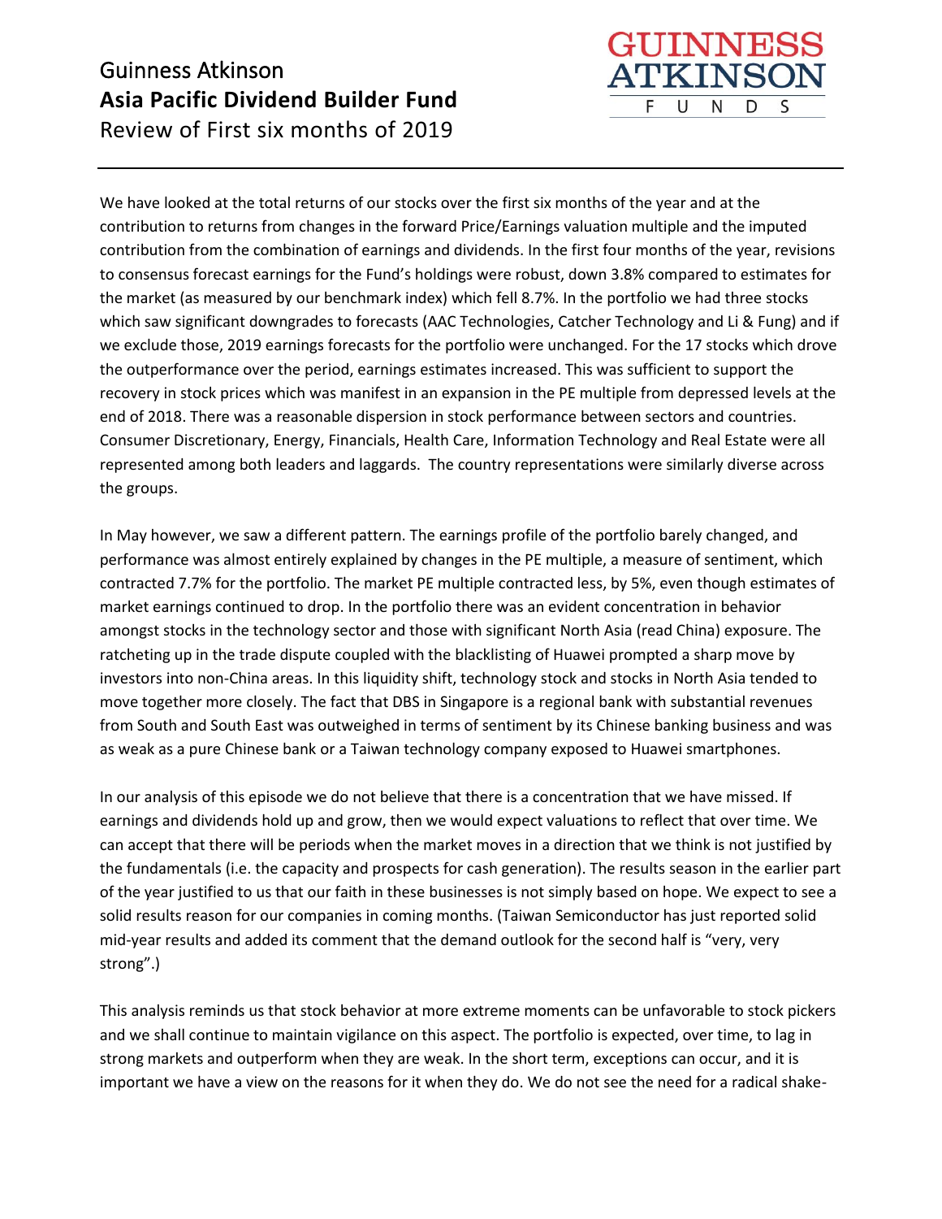# Guinness Atkinson
## Asia Pacific Dividend Builder Fund
Review of First six months of 2019

We have looked at the total returns of our stocks over the first six months of the year and at the contribution to returns from changes in the forward Price/Earnings valuation multiple and the imputed contribution from the combination of earnings and dividends. In the first four months of the year, revisions to consensus forecast earnings for the Fund's holdings were robust, down 3.8% compared to estimates for the market (as measured by our benchmark index) which fell 8.7%. In the portfolio we had three stocks which saw significant downgrades to forecasts (AAC Technologies, Catcher Technology and Li & Fung) and if we exclude those, 2019 earnings forecasts for the portfolio were unchanged. For the 17 stocks which drove the outperformance over the period, earnings estimates increased. This was sufficient to support the recovery in stock prices which was manifest in an expansion in the PE multiple from depressed levels at the end of 2018. There was a reasonable dispersion in stock performance between sectors and countries. Consumer Discretionary, Energy, Financials, Health Care, Information Technology and Real Estate were all represented among both leaders and laggards. The country representations were similarly diverse across the groups.

In May however, we saw a different pattern. The earnings profile of the portfolio barely changed, and performance was almost entirely explained by changes in the PE multiple, a measure of sentiment, which contracted 7.7% for the portfolio. The market PE multiple contracted less, by 5%, even though estimates of market earnings continued to drop. In the portfolio there was an evident concentration in behavior amongst stocks in the technology sector and those with significant North Asia (read China) exposure. The ratcheting up in the trade dispute coupled with the blacklisting of Huawei prompted a sharp move by investors into non-China areas. In this liquidity shift, technology stock and stocks in North Asia tended to move together more closely. The fact that DBS in Singapore is a regional bank with substantial revenues from South and South East was outweighed in terms of sentiment by its Chinese banking business and was as weak as a pure Chinese bank or a Taiwan technology company exposed to Huawei smartphones.

In our analysis of this episode we do not believe that there is a concentration that we have missed. If earnings and dividends hold up and grow, then we would expect valuations to reflect that over time. We can accept that there will be periods when the market moves in a direction that we think is not justified by the fundamentals (i.e. the capacity and prospects for cash generation). The results season in the earlier part of the year justified to us that our faith in these businesses is not simply based on hope. We expect to see a solid results reason for our companies in coming months. (Taiwan Semiconductor has just reported solid mid-year results and added its comment that the demand outlook for the second half is "very, very strong".)

This analysis reminds us that stock behavior at more extreme moments can be unfavorable to stock pickers and we shall continue to maintain vigilance on this aspect. The portfolio is expected, over time, to lag in strong markets and outperform when they are weak. In the short term, exceptions can occur, and it is important we have a view on the reasons for it when they do. We do not see the need for a radical shake-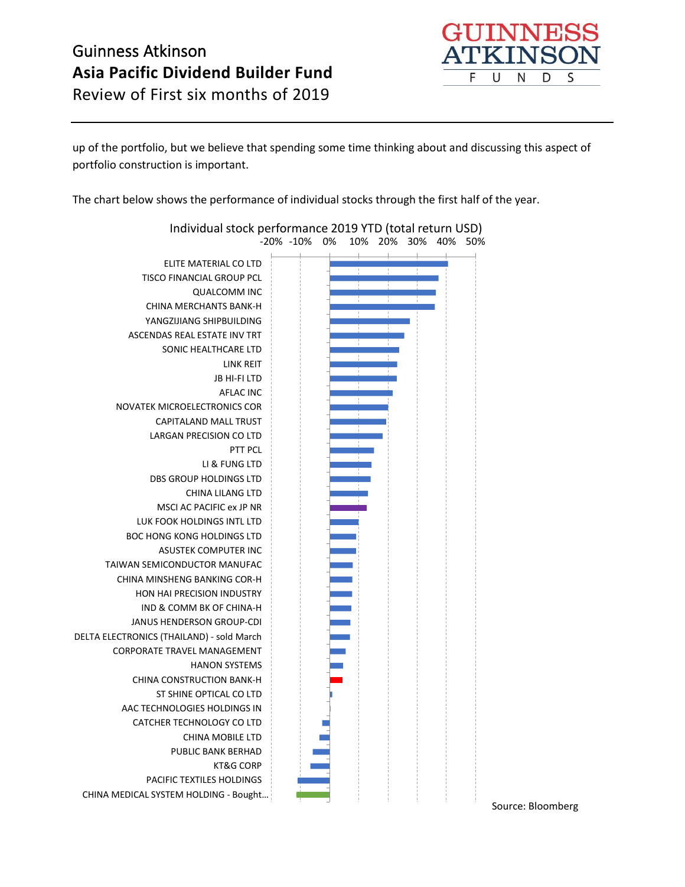up of the portfolio, but we believe that spending some time thinking about and discussing this aspect of portfolio construction is important.

The chart below shows the performance of individual stocks through the first half of the year.

Individual stock performance 2019 YTD (total return USD)

-20% -10% 0% 10% 20% 30% 40% 50%

ELITE MATERIAL CO LTD
TISCO FINANCIAL GROUP PCL
QUALCOMM INC
CHINA MERCHANTS BANK-H
YANGZIJIANG SHIPBUILDING
ASCENDAS REAL ESTATE INV TRT
SONIC HEALTHCARE LTD
LINK REIT
JB HI-FI LTD
AFLAC INC
NOVATEK MICROELECTRONICS COR
CAPITALAND MALL TRUST
LARGAN PRECISION CO LTD
PTT PCL
LI & FUNG LTD
DBS GROUP HOLDINGS LTD
CHINA LILANG LTD
MSCI AC PACIFIC ex JP NR
LUK FOOK HOLDINGS INTL LTD
BOC HONG KONG HOLDINGS LTD
ASUSTEK COMPUTER INC
TAIWAN SEMICONDUCTOR MANUFAC
CHINA MINSHENG BANKING COR-H
HON HAI PRECISION INDUSTRY
IND & COMM BK OF CHINA-H
JANUS HENDERSON GROUP-CDI
DELTA ELECTRONICS (THAILAND) - sold March
CORPORATE TRAVEL MANAGEMENT
HANON SYSTEMS
CHINA CONSTRUCTION BANK-H
ST SHINE OPTICAL CO LTD
AAC TECHNOLOGIES HOLDINGS IN
CATCHER TECHNOLOGY CO LTD
CHINA MOBILE LTD
PUBLIC BANK BERHAD
KT&G CORP
PACIFIC TEXTILES HOLDINGS
CHINA MEDICAL SYSTEM HOLDING - Bought...

Source: Bloomberg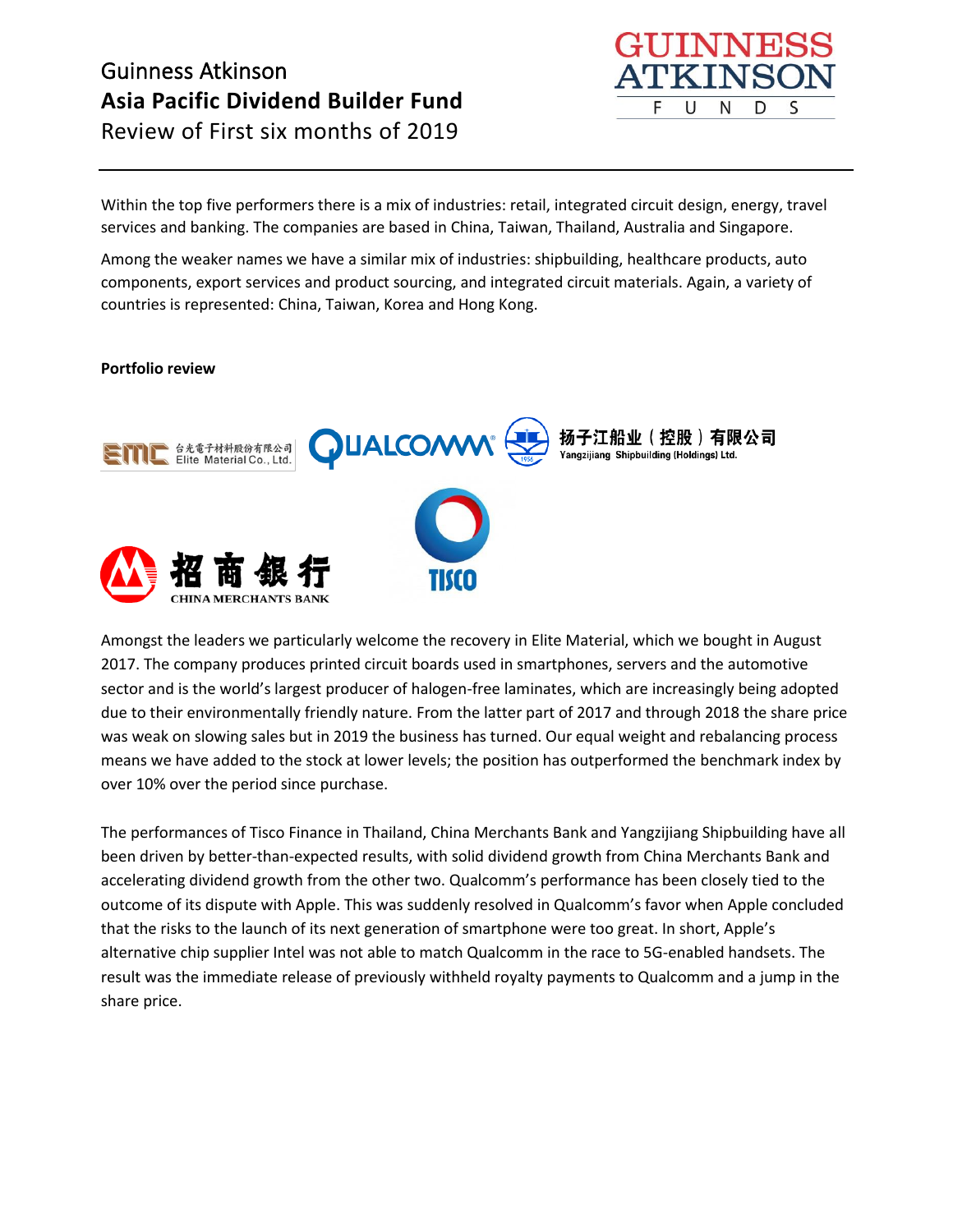Within the top five performers there is a mix of industries: retail, integrated circuit design, energy, travel services and banking. The companies are based in China, Taiwan, Thailand, Australia and Singapore.

Among the weaker names we have a similar mix of industries: shipbuilding, healthcare products, auto components, export services and product sourcing, and integrated circuit materials. Again, a variety of countries is represented: China, Taiwan, Korea and Hong Kong.

**Portfolio review**

Amongst the leaders we particularly welcome the recovery in Elite Material, which we bought in August 2017. The company produces printed circuit boards used in smartphones, servers and the automotive sector and is the world's largest producer of halogen-free laminates, which are increasingly being adopted due to their environmentally friendly nature. From the latter part of 2017 and through 2018 the share price was weak on slowing sales but in 2019 the business has turned. Our equal weight and rebalancing process means we have added to the stock at lower levels; the position has outperformed the benchmark index by over 10% over the period since purchase.

The performances of Tisco Finance in Thailand, China Merchants Bank and Yangzijiang Shipbuilding have all been driven by better-than-expected results, with solid dividend growth from China Merchants Bank and accelerating dividend growth from the other two. Qualcomm's performance has been closely tied to the outcome of its dispute with Apple. This was suddenly resolved in Qualcomm's favor when Apple concluded that the risks to the launch of its next generation of smartphone were too great. In short, Apple's alternative chip supplier Intel was not able to match Qualcomm in the race to 5G-enabled handsets. The result was the immediate release of previously withheld royalty payments to Qualcomm and a jump in the share price.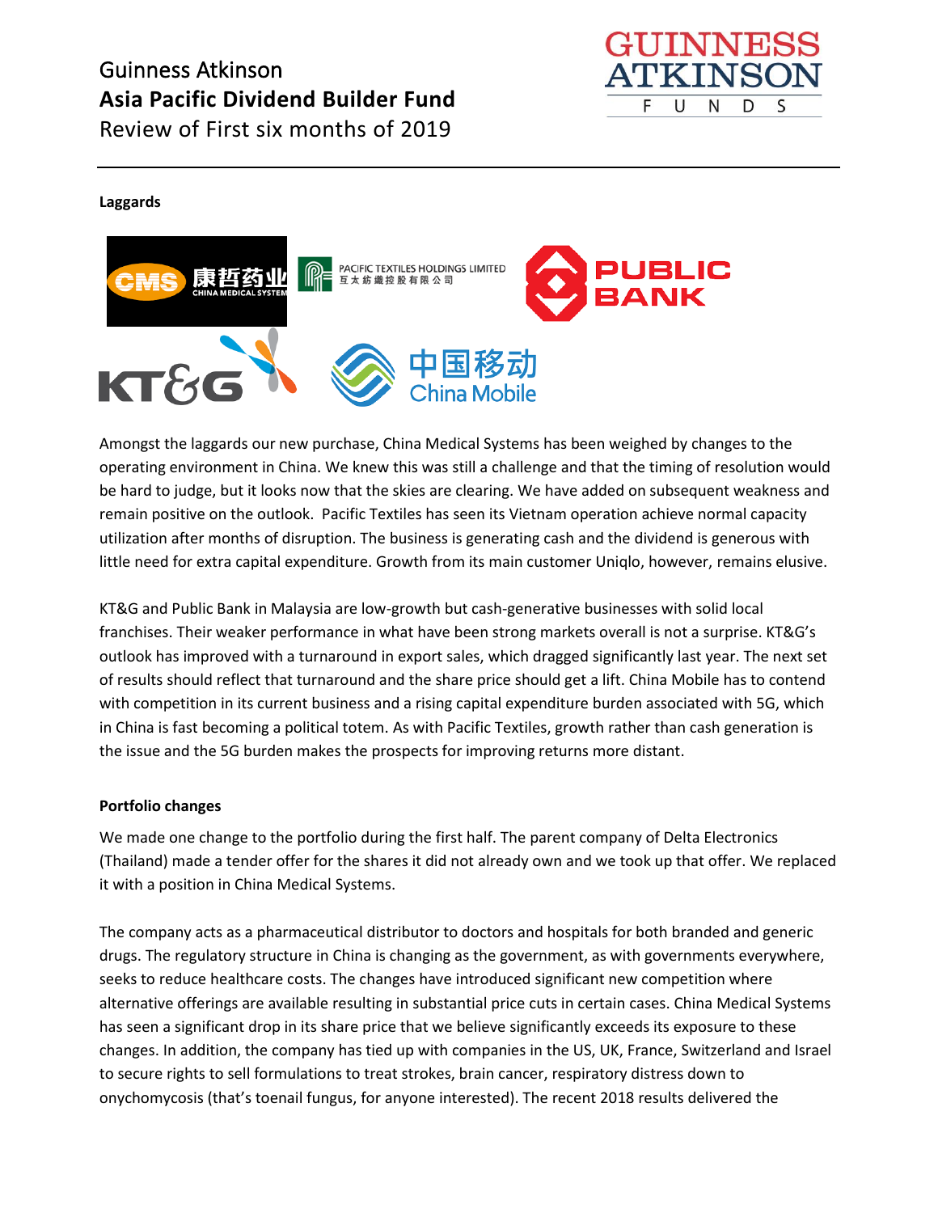**Laggards**

Amongst the laggards our new purchase, China Medical Systems has been weighed by changes to the operating environment in China. We knew this was still a challenge and that the timing of resolution would be hard to judge, but it looks now that the skies are clearing. We have added on subsequent weakness and remain positive on the outlook. Pacific Textiles has seen its Vietnam operation achieve normal capacity utilization after months of disruption. The business is generating cash and the dividend is generous with little need for extra capital expenditure. Growth from its main customer Uniqlo, however, remains elusive.

KT&G and Public Bank in Malaysia are low-growth but cash-generative businesses with solid local franchises. Their weaker performance in what have been strong markets overall is not a surprise. KT&G's outlook has improved with a turnaround in export sales, which dragged significantly last year. The next set of results should reflect that turnaround and the share price should get a lift. China Mobile has to contend with competition in its current business and a rising capital expenditure burden associated with 5G, which in China is fast becoming a political totem. As with Pacific Textiles, growth rather than cash generation is the issue and the 5G burden makes the prospects for improving returns more distant.

**Portfolio changes**

We made one change to the portfolio during the first half. The parent company of Delta Electronics (Thailand) made a tender offer for the shares it did not already own and we took up that offer. We replaced it with a position in China Medical Systems.

The company acts as a pharmaceutical distributor to doctors and hospitals for both branded and generic drugs. The regulatory structure in China is changing as the government, as with governments everywhere, seeks to reduce healthcare costs. The changes have introduced significant new competition where alternative offerings are available resulting in substantial price cuts in certain cases. China Medical Systems has seen a significant drop in its share price that we believe significantly exceeds its exposure to these changes. In addition, the company has tied up with companies in the US, UK, France, Switzerland and Israel to secure rights to sell formulations to treat strokes, brain cancer, respiratory distress down to onychomycosis (that's toenail fungus, for anyone interested). The recent 2018 results delivered the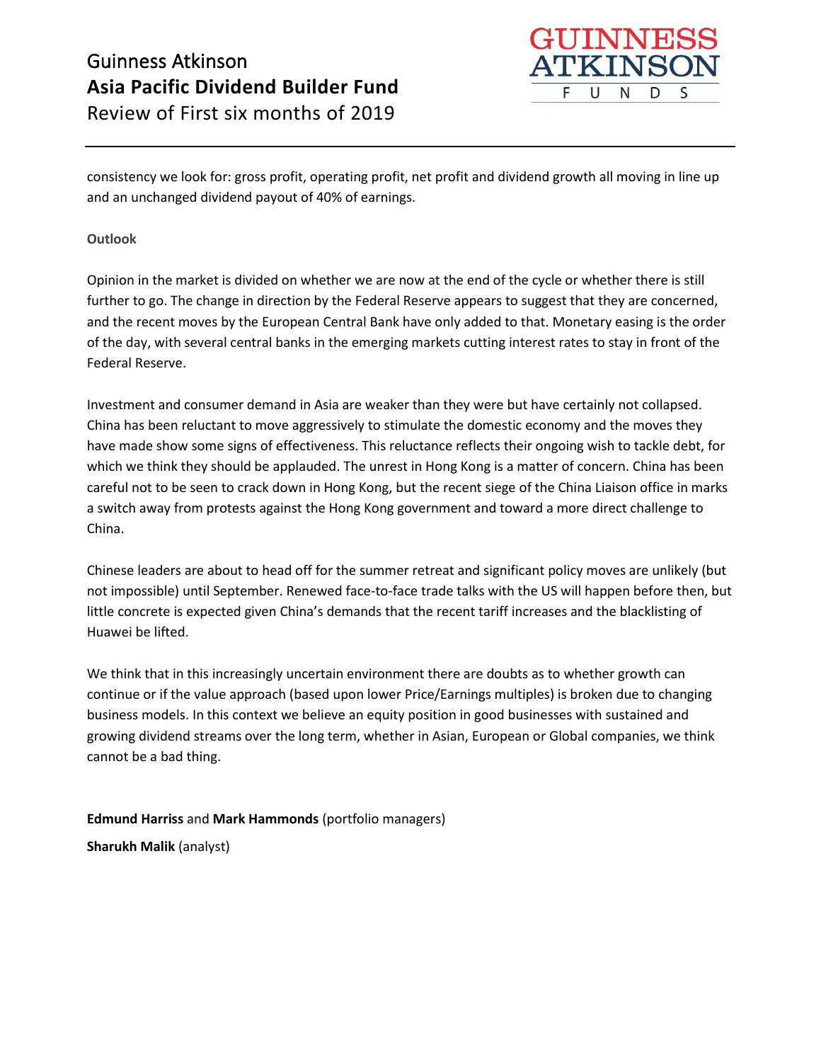consistency we look for: gross profit, operating profit, net profit and dividend growth all moving in line up and an unchanged dividend payout of 40% of earnings.

**Outlook**

Opinion in the market is divided on whether we are now at the end of the cycle or whether there is still further to go. The change in direction by the Federal Reserve appears to suggest that they are concerned, and the recent moves by the European Central Bank have only added to that. Monetary easing is the order of the day, with several central banks in the emerging markets cutting interest rates to stay in front of the Federal Reserve.

Investment and consumer demand in Asia are weaker than they were but have certainly not collapsed. China has been reluctant to move aggressively to stimulate the domestic economy and the moves they have made show some signs of effectiveness. This reluctance reflects their ongoing wish to tackle debt, for which we think they should be applauded. The unrest in Hong Kong is a matter of concern. China has been careful not to be seen to crack down in Hong Kong, but the recent siege of the China Liaison office in marks a switch away from protests against the Hong Kong government and toward a more direct challenge to China.

Chinese leaders are about to head off for the summer retreat and significant policy moves are unlikely (but not impossible) until September. Renewed face-to-face trade talks with the US will happen before then, but little concrete is expected given China's demands that the recent tariff increases and the blacklisting of Huawei be lifted.

We think that in this increasingly uncertain environment there are doubts as to whether growth can continue or if the value approach (based upon lower Price/Earnings multiples) is broken due to changing business models. In this context we believe an equity position in good businesses with sustained and growing dividend streams over the long term, whether in Asian, European or Global companies, we think cannot be a bad thing.

**Edmund Harriss** and **Mark Hammonds** (portfolio managers)

**Sharukh Malik** (analyst)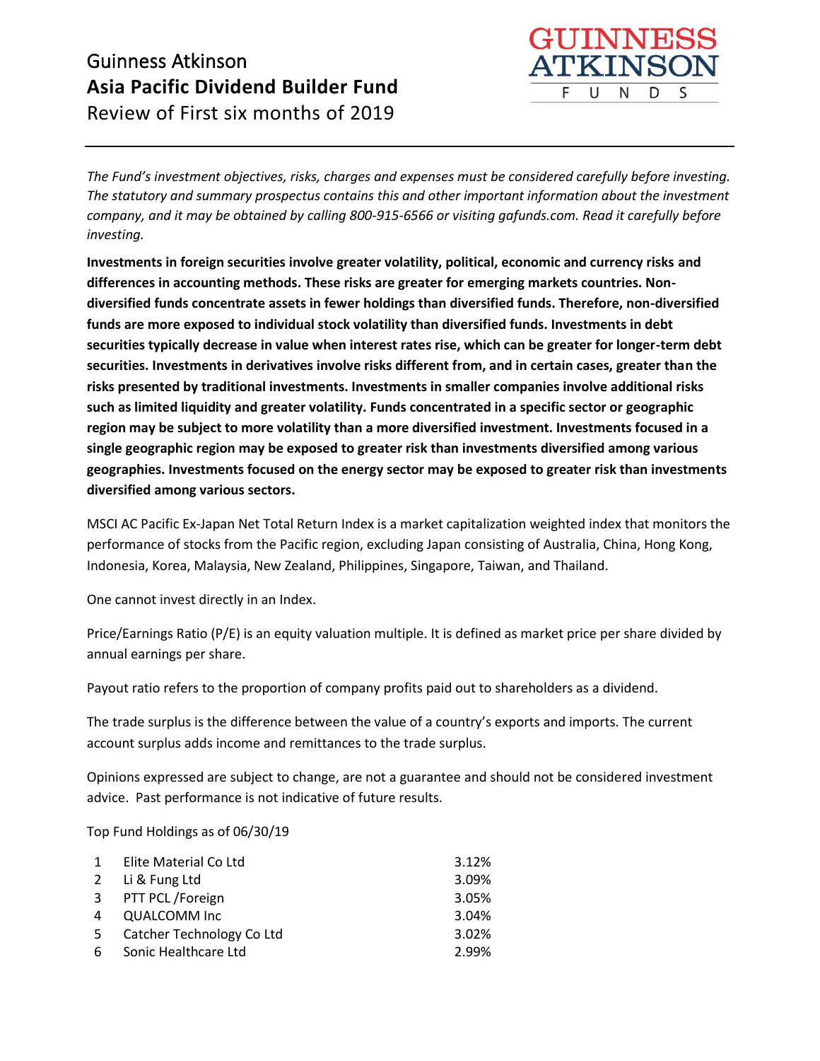Guinness Atkinson

**Asia Pacific Dividend Builder Fund**

Review of First six months of 2019

GUINNESS ATKINSON FUNDS

---

*The Fund's investment objectives, risks, charges and expenses must be considered carefully before investing. The statutory and summary prospectus contains this and other important information about the investment company, and it may be obtained by calling 800-915-6566 or visiting gafunds.com. Read it carefully before investing.*

**Investments in foreign securities involve greater volatility, political, economic and currency risks and differences in accounting methods. These risks are greater for emerging markets countries. Non-diversified funds concentrate assets in fewer holdings than diversified funds. Therefore, non-diversified funds are more exposed to individual stock volatility than diversified funds. Investments in debt securities typically decrease in value when interest rates rise, which can be greater for longer-term debt securities. Investments in derivatives involve risks different from, and in certain cases, greater than the risks presented by traditional investments. Investments in smaller companies involve additional risks such as limited liquidity and greater volatility. Funds concentrated in a specific sector or geographic region may be subject to more volatility than a more diversified investment. Investments focused in a single geographic region may be exposed to greater risk than investments diversified among various geographies. Investments focused on the energy sector may be exposed to greater risk than investments diversified among various sectors.**

MSCI AC Pacific Ex-Japan Net Total Return Index is a market capitalization weighted index that monitors the performance of stocks from the Pacific region, excluding Japan consisting of Australia, China, Hong Kong, Indonesia, Korea, Malaysia, New Zealand, Philippines, Singapore, Taiwan, and Thailand.

One cannot invest directly in an Index.

Price/Earnings Ratio (P/E) is an equity valuation multiple. It is defined as market price per share divided by annual earnings per share.

Payout ratio refers to the proportion of company profits paid out to shareholders as a dividend.

The trade surplus is the difference between the value of a country's exports and imports. The current account surplus adds income and remittances to the trade surplus.

Opinions expressed are subject to change, are not a guarantee and should not be considered investment advice. Past performance is not indicative of future results.

Top Fund Holdings as of 06/30/19

| | | |
|---|---|---|
| 1 | Elite Material Co Ltd | 3.12% |
| 2 | Li & Fung Ltd | 3.09% |
| 3 | PTT PCL /Foreign | 3.05% |
| 4 | QUALCOMM Inc | 3.04% |
| 5 | Catcher Technology Co Ltd | 3.02% |
| 6 | Sonic Healthcare Ltd | 2.99% |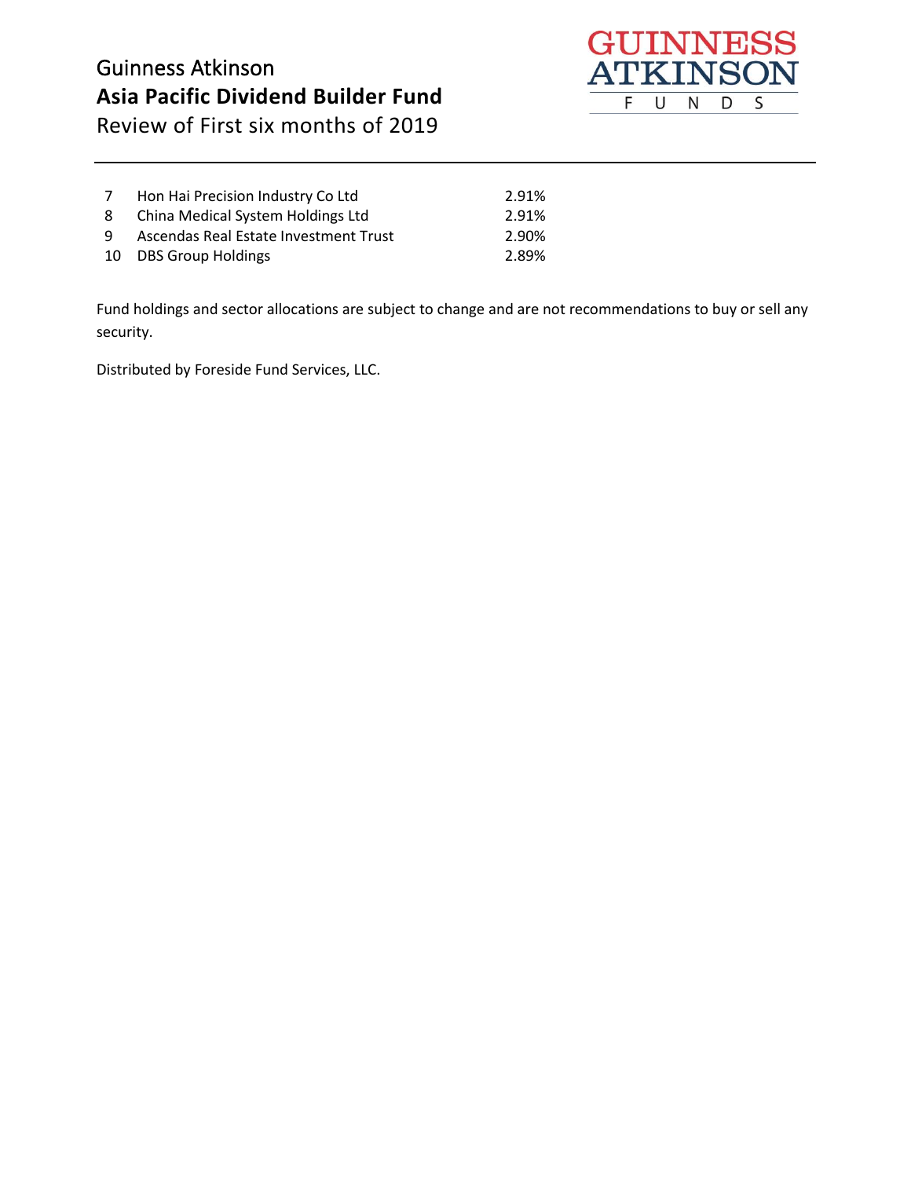| | | |
|---|---|---|
| 7 | Hon Hai Precision Industry Co Ltd | 2.91% |
| 8 | China Medical System Holdings Ltd | 2.91% |
| 9 | Ascendas Real Estate Investment Trust | 2.90% |
| 10 | DBS Group Holdings | 2.89% |

Fund holdings and sector allocations are subject to change and are not recommendations to buy or sell any security.

Distributed by Foreside Fund Services, LLC.